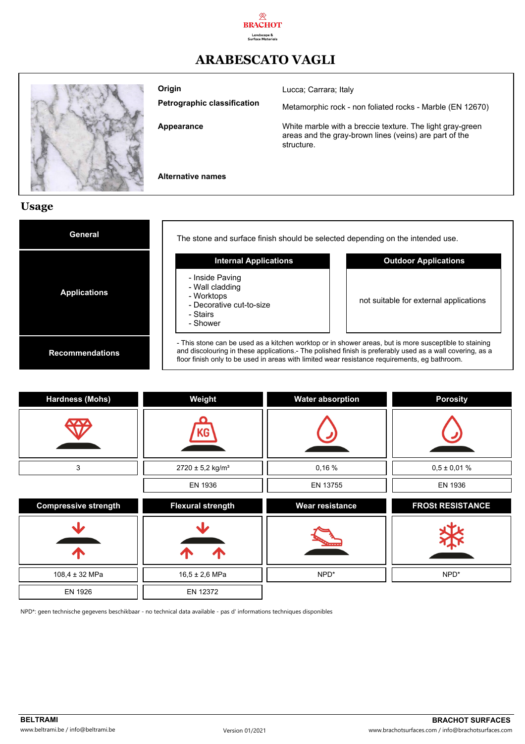# ARABESCATO VAGLI

| | |
|---|---|
| **Origin** | Lucca; Carrara; Italy |
| **Petrographic classification** | Metamorphic rock - non foliated rocks - Marble (EN 12670) |
| **Appearance** | White marble with a breccie texture. The light gray-green areas and the gray-brown lines (veins) are part of the structure. |
| **Alternative names** | |

## Usage

**General**

The stone and surface finish should be selected depending on the intended use.

**Applications**

| Internal Applications | Outdoor Applications |
|---|---|
| - Inside Paving<br>- Wall cladding<br>- Worktops<br>- Decorative cut-to-size<br>- Stairs<br>- Shower | not suitable for external applications |

**Recommendations**

- This stone can be used as a kitchen worktop or in shower areas, but is more susceptible to staining and discolouring in these applications.- The polished finish is preferably used as a wall covering, as a floor finish only to be used in areas with limited wear resistance requirements, eg bathroom.

| Hardness (Mohs) | Weight | Water absorption | Porosity |
|---|---|---|---|
| 3 | 2720 ± 5,2 kg/m³ | 0,16 % | 0,5 ± 0,01 % |
| | EN 1936 | EN 13755 | EN 1936 |

| Compressive strength | Flexural strength | Wear resistance | FROSt RESISTANCE |
|---|---|---|---|
| 108,4 ± 32 MPa | 16,5 ± 2,6 MPa | NPD* | NPD* |
| EN 1926 | EN 12372 | | |

NPD*: geen technische gegevens beschikbaar - no technical data available - pas d' informations techniques disponibles

**BELTRAMI**
www.beltrami.be / info@beltrami.be

Version 01/2021

**BRACHOT SURFACES**
www.brachotsurfaces.com / info@brachotsurfaces.com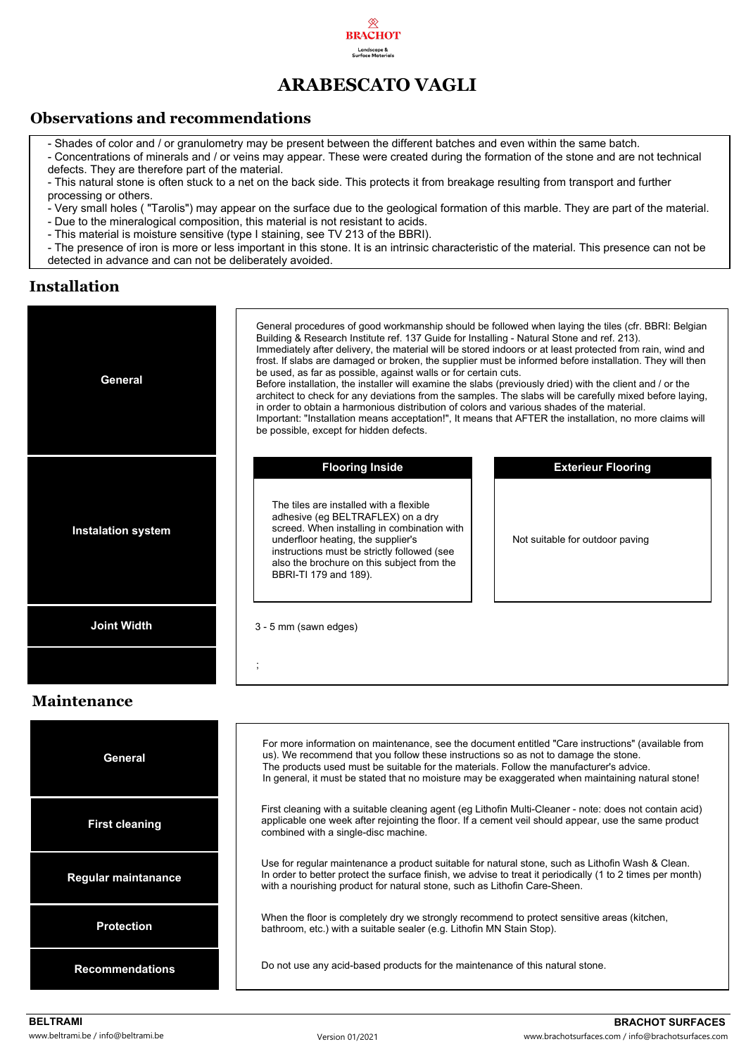BRACHOT

Landscape & Surface Materials

# ARABESCATO VAGLI

## Observations and recommendations

- Shades of color and / or granulometry may be present between the different batches and even within the same batch.
- Concentrations of minerals and / or veins may appear. These were created during the formation of the stone and are not technical defects. They are therefore part of the material.
- This natural stone is often stuck to a net on the back side. This protects it from breakage resulting from transport and further processing or others.
- Very small holes ( "Tarolis") may appear on the surface due to the geological formation of this marble. They are part of the material.
- Due to the mineralogical composition, this material is not resistant to acids.
- This material is moisture sensitive (type I staining, see TV 213 of the BBRI).
- The presence of iron is more or less important in this stone. It is an intrinsic characteristic of the material. This presence can not be detected in advance and can not be deliberately avoided.

## Installation

| | | |
|---|---|---|
| **General** | General procedures of good workmanship should be followed when laying the tiles (cfr. BBRI: Belgian Building & Research Institute ref. 137 Guide for Installing - Natural Stone and ref. 213). Immediately after delivery, the material will be stored indoors or at least protected from rain, wind and frost. If slabs are damaged or broken, the supplier must be informed before installation. They will then be used, as far as possible, against walls or for certain cuts. Before installation, the installer will examine the slabs (previously dried) with the client and / or the architect to check for any deviations from the samples. The slabs will be carefully mixed before laying, in order to obtain a harmonious distribution of colors and various shades of the material. Important: "Installation means acceptation!", It means that AFTER the installation, no more claims will be possible, except for hidden defects. | |
| **Instalation system** | **Flooring Inside**<br>The tiles are installed with a flexible adhesive (eg BELTRAFLEX) on a dry screed. When installing in combination with underfloor heating, the supplier's instructions must be strictly followed (see also the brochure on this subject from the BBRI-TI 179 and 189). | **Exterieur Flooring**<br>Not suitable for outdoor paving |
| **Joint Width** | 3 - 5 mm (sawn edges) | |
| | ; | |

## Maintenance

| | |
|---|---|
| **General** | For more information on maintenance, see the document entitled "Care instructions" (available from us). We recommend that you follow these instructions so as not to damage the stone. The products used must be suitable for the materials. Follow the manufacturer's advice. In general, it must be stated that no moisture may be exaggerated when maintaining natural stone! |
| **First cleaning** | First cleaning with a suitable cleaning agent (eg Lithofin Multi-Cleaner - note: does not contain acid) applicable one week after rejointing the floor. If a cement veil should appear, use the same product combined with a single-disc machine. |
| **Regular maintanance** | Use for regular maintenance a product suitable for natural stone, such as Lithofin Wash & Clean. In order to better protect the surface finish, we advise to treat it periodically (1 to 2 times per month) with a nourishing product for natural stone, such as Lithofin Care-Sheen. |
| **Protection** | When the floor is completely dry we strongly recommend to protect sensitive areas (kitchen, bathroom, etc.) with a suitable sealer (e.g. Lithofin MN Stain Stop). |
| **Recommendations** | Do not use any acid-based products for the maintenance of this natural stone. |

**BELTRAMI**
www.beltrami.be / info@beltrami.be

Version 01/2021

**BRACHOT SURFACES**
www.brachotsurfaces.com / info@brachotsurfaces.com